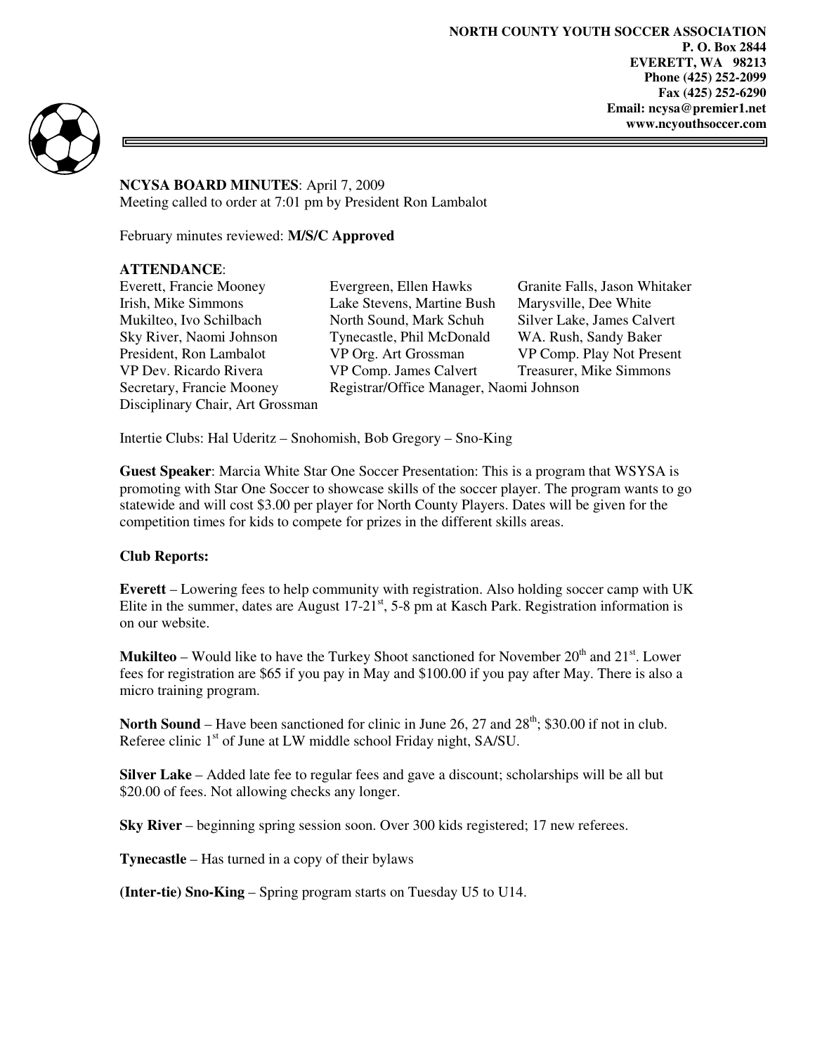**NORTH COUNTY YOUTH SOCCER ASSOCIATION**
**P. O. Box 2844**
**EVERETT, WA 98213**
**Phone (425) 252-2099**
**Fax (425) 252-6290**
**Email: ncysa@premier1.net**
**www.ncyouthsoccer.com**

**NCYSA BOARD MINUTES**: April 7, 2009
Meeting called to order at 7:01 pm by President Ron Lambalot

February minutes reviewed: **M/S/C Approved**

**ATTENDANCE**:

| | | |
|---|---|---|
| Everett, Francie Mooney | Evergreen, Ellen Hawks | Granite Falls, Jason Whitaker |
| Irish, Mike Simmons | Lake Stevens, Martine Bush | Marysville, Dee White |
| Mukilteo, Ivo Schilbach | North Sound, Mark Schuh | Silver Lake, James Calvert |
| Sky River, Naomi Johnson | Tynecastle, Phil McDonald | WA. Rush, Sandy Baker |
| President, Ron Lambalot | VP Org. Art Grossman | VP Comp. Play Not Present |
| VP Dev. Ricardo Rivera | VP Comp. James Calvert | Treasurer, Mike Simmons |
| Secretary, Francie Mooney | Registrar/Office Manager, Naomi Johnson | |
| Disciplinary Chair, Art Grossman | | |

Intertie Clubs: Hal Uderitz – Snohomish, Bob Gregory – Sno-King

**Guest Speaker**: Marcia White Star One Soccer Presentation: This is a program that WSYSA is promoting with Star One Soccer to showcase skills of the soccer player. The program wants to go statewide and will cost $3.00 per player for North County Players. Dates will be given for the competition times for kids to compete for prizes in the different skills areas.

**Club Reports:**

**Everett** – Lowering fees to help community with registration. Also holding soccer camp with UK Elite in the summer, dates are August 17-21st, 5-8 pm at Kasch Park. Registration information is on our website.

**Mukilteo** – Would like to have the Turkey Shoot sanctioned for November 20th and 21st. Lower fees for registration are $65 if you pay in May and $100.00 if you pay after May. There is also a micro training program.

**North Sound** – Have been sanctioned for clinic in June 26, 27 and 28th; $30.00 if not in club. Referee clinic 1st of June at LW middle school Friday night, SA/SU.

**Silver Lake** – Added late fee to regular fees and gave a discount; scholarships will be all but $20.00 of fees. Not allowing checks any longer.

**Sky River** – beginning spring session soon. Over 300 kids registered; 17 new referees.

**Tynecastle** – Has turned in a copy of their bylaws

**(Inter-tie) Sno-King** – Spring program starts on Tuesday U5 to U14.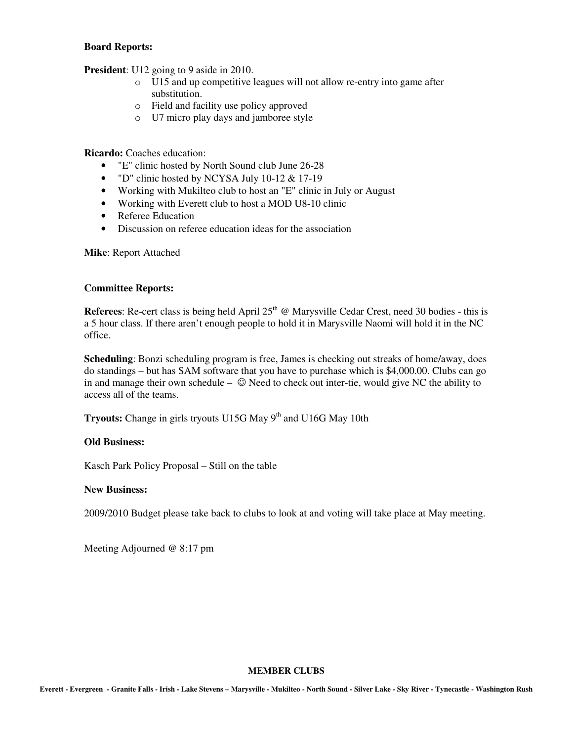**Board Reports:**

**President**: U12 going to 9 aside in 2010.

- U15 and up competitive leagues will not allow re-entry into game after substitution.
- Field and facility use policy approved
- U7 micro play days and jamboree style

**Ricardo:** Coaches education:

- "E" clinic hosted by North Sound club June 26-28
- "D" clinic hosted by NCYSA July 10-12 & 17-19
- Working with Mukilteo club to host an "E" clinic in July or August
- Working with Everett club to host a MOD U8-10 clinic
- Referee Education
- Discussion on referee education ideas for the association

**Mike**: Report Attached

**Committee Reports:**

**Referees**: Re-cert class is being held April 25th @ Marysville Cedar Crest, need 30 bodies - this is a 5 hour class. If there aren't enough people to hold it in Marysville Naomi will hold it in the NC office.

**Scheduling**: Bonzi scheduling program is free, James is checking out streaks of home/away, does do standings – but has SAM software that you have to purchase which is $4,000.00. Clubs can go in and manage their own schedule – ☺ Need to check out inter-tie, would give NC the ability to access all of the teams.

**Tryouts:** Change in girls tryouts U15G May 9th and U16G May 10th

**Old Business:**

Kasch Park Policy Proposal – Still on the table

**New Business:**

2009/2010 Budget please take back to clubs to look at and voting will take place at May meeting.

Meeting Adjourned @ 8:17 pm

**MEMBER CLUBS**

**Everett - Evergreen - Granite Falls - Irish - Lake Stevens – Marysville - Mukilteo - North Sound - Silver Lake - Sky River - Tynecastle - Washington Rush**